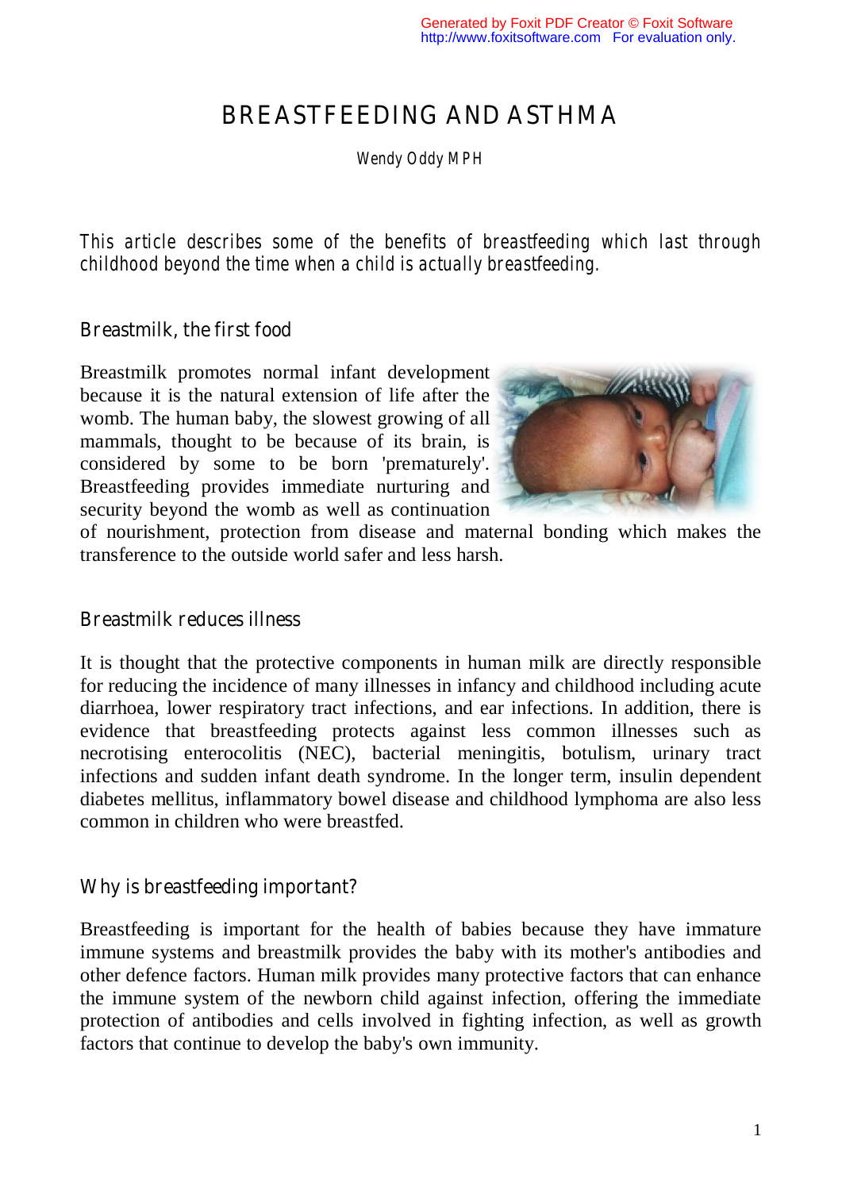# BREASTFEEDING AND ASTHMA

Wendy Oddy MPH

*This article describes some of the benefits of breastfeeding which last through childhood beyond the time when a child is actually breastfeeding.*

## Breastmilk, the first food

Breastmilk promotes normal infant development because it is the natural extension of life after the womb. The human baby, the slowest growing of all mammals, thought to be because of its brain, is considered by some to be born 'prematurely'. Breastfeeding provides immediate nurturing and security beyond the womb as well as continuation of nourishment, protection from disease and maternal bonding which makes the transference to the outside world safer and less harsh.

## Breastmilk reduces illness

It is thought that the protective components in human milk are directly responsible for reducing the incidence of many illnesses in infancy and childhood including acute diarrhoea, lower respiratory tract infections, and ear infections. In addition, there is evidence that breastfeeding protects against less common illnesses such as necrotising enterocolitis (NEC), bacterial meningitis, botulism, urinary tract infections and sudden infant death syndrome. In the longer term, insulin dependent diabetes mellitus, inflammatory bowel disease and childhood lymphoma are also less common in children who were breastfed.

## Why is breastfeeding important?

Breastfeeding is important for the health of babies because they have immature immune systems and breastmilk provides the baby with its mother's antibodies and other defence factors. Human milk provides many protective factors that can enhance the immune system of the newborn child against infection, offering the immediate protection of antibodies and cells involved in fighting infection, as well as growth factors that continue to develop the baby's own immunity.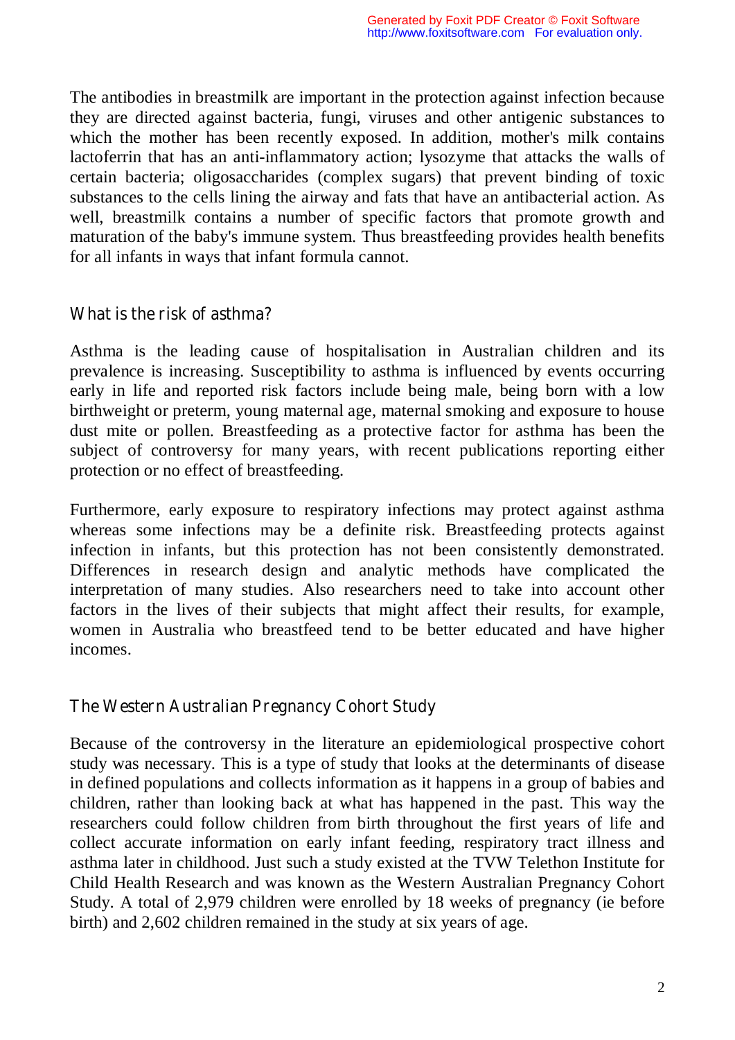The antibodies in breastmilk are important in the protection against infection because they are directed against bacteria, fungi, viruses and other antigenic substances to which the mother has been recently exposed. In addition, mother's milk contains lactoferrin that has an anti-inflammatory action; lysozyme that attacks the walls of certain bacteria; oligosaccharides (complex sugars) that prevent binding of toxic substances to the cells lining the airway and fats that have an antibacterial action. As well, breastmilk contains a number of specific factors that promote growth and maturation of the baby's immune system. Thus breastfeeding provides health benefits for all infants in ways that infant formula cannot.

## What is the risk of asthma?

Asthma is the leading cause of hospitalisation in Australian children and its prevalence is increasing. Susceptibility to asthma is influenced by events occurring early in life and reported risk factors include being male, being born with a low birthweight or preterm, young maternal age, maternal smoking and exposure to house dust mite or pollen. Breastfeeding as a protective factor for asthma has been the subject of controversy for many years, with recent publications reporting either protection or no effect of breastfeeding.

Furthermore, early exposure to respiratory infections may protect against asthma whereas some infections may be a definite risk. Breastfeeding protects against infection in infants, but this protection has not been consistently demonstrated. Differences in research design and analytic methods have complicated the interpretation of many studies. Also researchers need to take into account other factors in the lives of their subjects that might affect their results, for example, women in Australia who breastfeed tend to be better educated and have higher incomes.

## The Western Australian Pregnancy Cohort Study

Because of the controversy in the literature an epidemiological prospective cohort study was necessary. This is a type of study that looks at the determinants of disease in defined populations and collects information as it happens in a group of babies and children, rather than looking back at what has happened in the past. This way the researchers could follow children from birth throughout the first years of life and collect accurate information on early infant feeding, respiratory tract illness and asthma later in childhood. Just such a study existed at the TVW Telethon Institute for Child Health Research and was known as the Western Australian Pregnancy Cohort Study. A total of 2,979 children were enrolled by 18 weeks of pregnancy (ie before birth) and 2,602 children remained in the study at six years of age.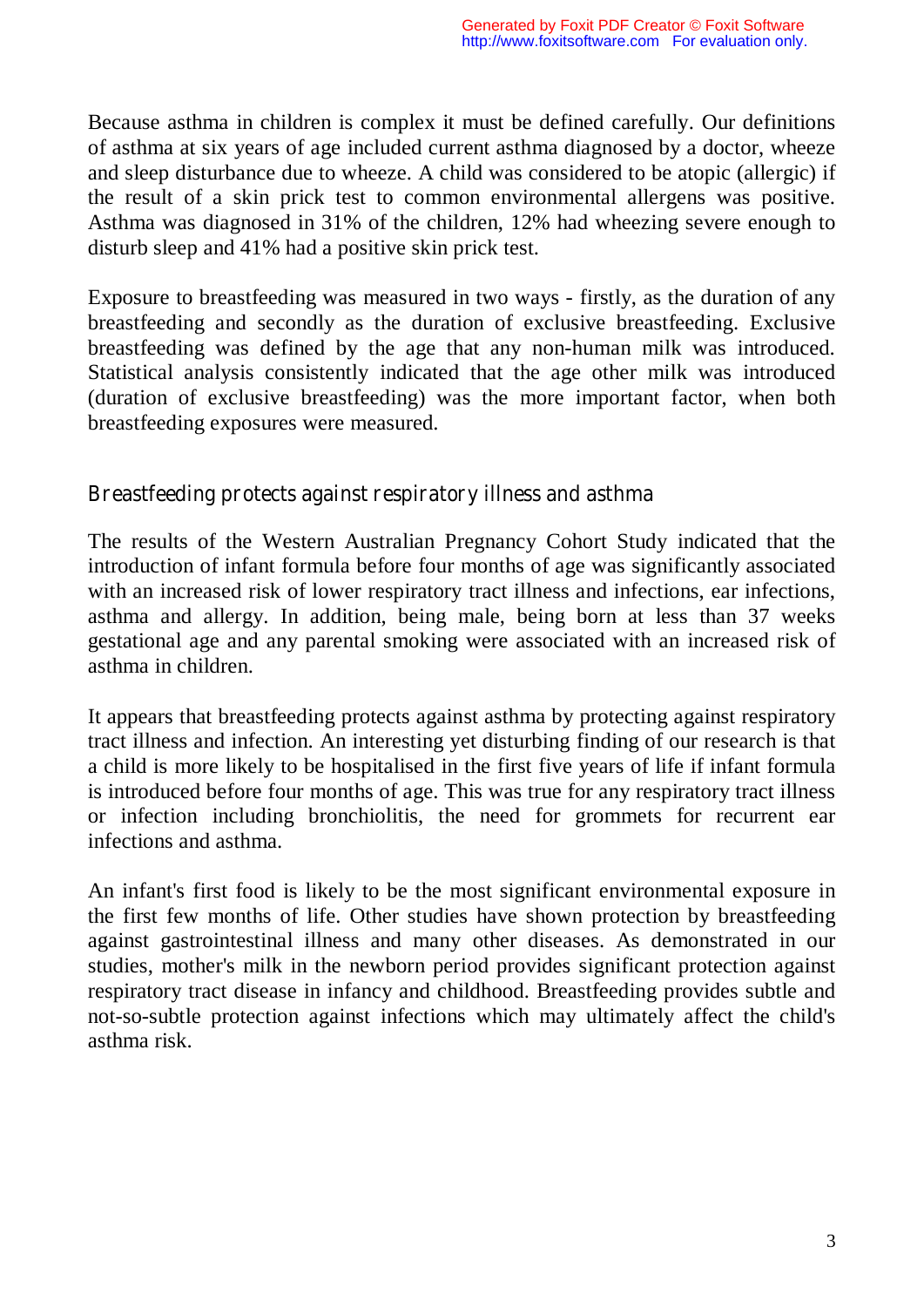Because asthma in children is complex it must be defined carefully. Our definitions of asthma at six years of age included current asthma diagnosed by a doctor, wheeze and sleep disturbance due to wheeze. A child was considered to be atopic (allergic) if the result of a skin prick test to common environmental allergens was positive. Asthma was diagnosed in 31% of the children, 12% had wheezing severe enough to disturb sleep and 41% had a positive skin prick test.

Exposure to breastfeeding was measured in two ways - firstly, as the duration of any breastfeeding and secondly as the duration of exclusive breastfeeding. Exclusive breastfeeding was defined by the age that any non-human milk was introduced. Statistical analysis consistently indicated that the age other milk was introduced (duration of exclusive breastfeeding) was the more important factor, when both breastfeeding exposures were measured.

## Breastfeeding protects against respiratory illness and asthma

The results of the Western Australian Pregnancy Cohort Study indicated that the introduction of infant formula before four months of age was significantly associated with an increased risk of lower respiratory tract illness and infections, ear infections, asthma and allergy. In addition, being male, being born at less than 37 weeks gestational age and any parental smoking were associated with an increased risk of asthma in children.

It appears that breastfeeding protects against asthma by protecting against respiratory tract illness and infection. An interesting yet disturbing finding of our research is that a child is more likely to be hospitalised in the first five years of life if infant formula is introduced before four months of age. This was true for any respiratory tract illness or infection including bronchiolitis, the need for grommets for recurrent ear infections and asthma.

An infant's first food is likely to be the most significant environmental exposure in the first few months of life. Other studies have shown protection by breastfeeding against gastrointestinal illness and many other diseases. As demonstrated in our studies, mother's milk in the newborn period provides significant protection against respiratory tract disease in infancy and childhood. Breastfeeding provides subtle and not-so-subtle protection against infections which may ultimately affect the child's asthma risk.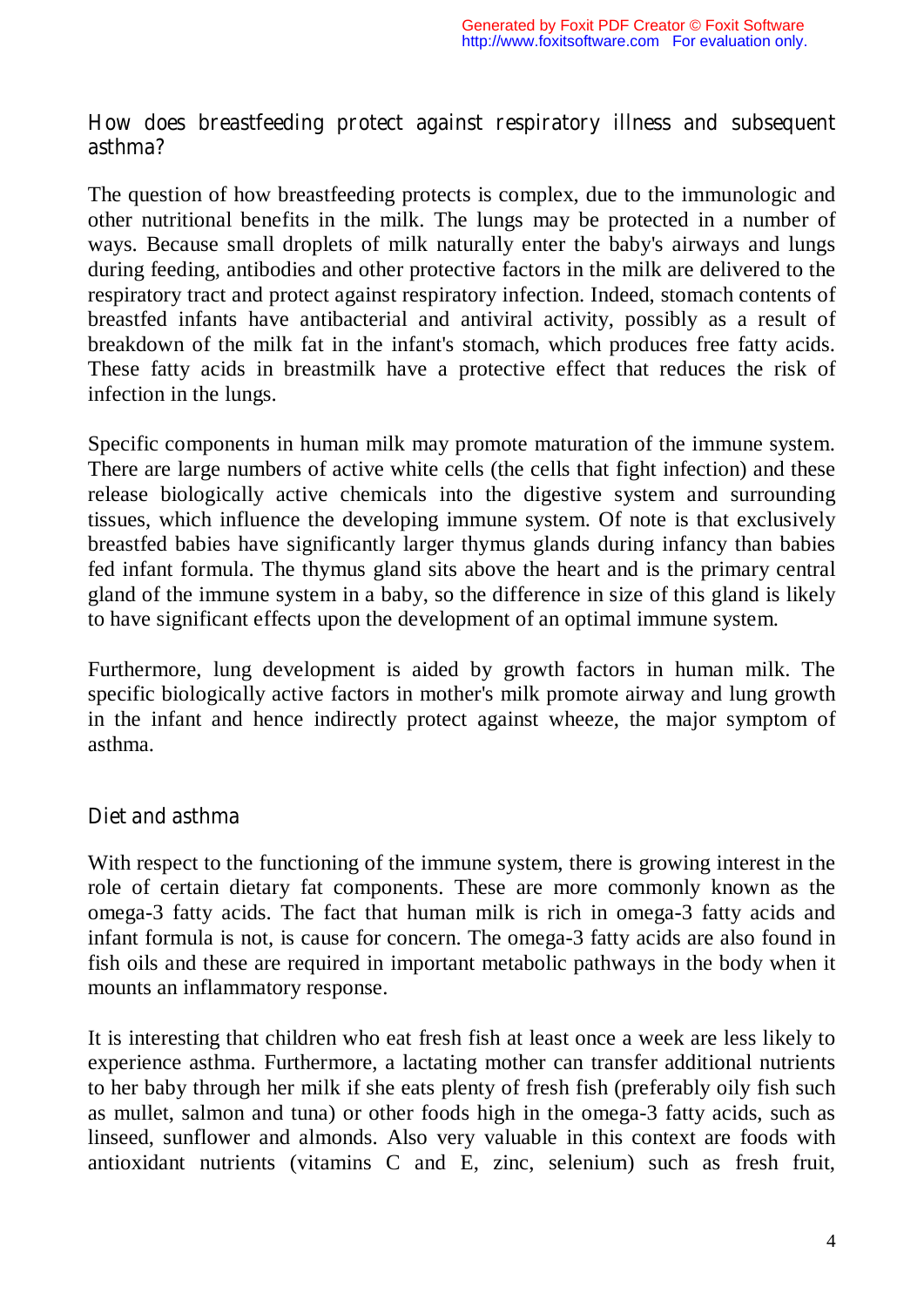## How does breastfeeding protect against respiratory illness and subsequent asthma?

The question of how breastfeeding protects is complex, due to the immunologic and other nutritional benefits in the milk. The lungs may be protected in a number of ways. Because small droplets of milk naturally enter the baby's airways and lungs during feeding, antibodies and other protective factors in the milk are delivered to the respiratory tract and protect against respiratory infection. Indeed, stomach contents of breastfed infants have antibacterial and antiviral activity, possibly as a result of breakdown of the milk fat in the infant's stomach, which produces free fatty acids. These fatty acids in breastmilk have a protective effect that reduces the risk of infection in the lungs.

Specific components in human milk may promote maturation of the immune system. There are large numbers of active white cells (the cells that fight infection) and these release biologically active chemicals into the digestive system and surrounding tissues, which influence the developing immune system. Of note is that exclusively breastfed babies have significantly larger thymus glands during infancy than babies fed infant formula. The thymus gland sits above the heart and is the primary central gland of the immune system in a baby, so the difference in size of this gland is likely to have significant effects upon the development of an optimal immune system.

Furthermore, lung development is aided by growth factors in human milk. The specific biologically active factors in mother's milk promote airway and lung growth in the infant and hence indirectly protect against wheeze, the major symptom of asthma.

## Diet and asthma

With respect to the functioning of the immune system, there is growing interest in the role of certain dietary fat components. These are more commonly known as the omega-3 fatty acids. The fact that human milk is rich in omega-3 fatty acids and infant formula is not, is cause for concern. The omega-3 fatty acids are also found in fish oils and these are required in important metabolic pathways in the body when it mounts an inflammatory response.

It is interesting that children who eat fresh fish at least once a week are less likely to experience asthma. Furthermore, a lactating mother can transfer additional nutrients to her baby through her milk if she eats plenty of fresh fish (preferably oily fish such as mullet, salmon and tuna) or other foods high in the omega-3 fatty acids, such as linseed, sunflower and almonds. Also very valuable in this context are foods with antioxidant nutrients (vitamins C and E, zinc, selenium) such as fresh fruit,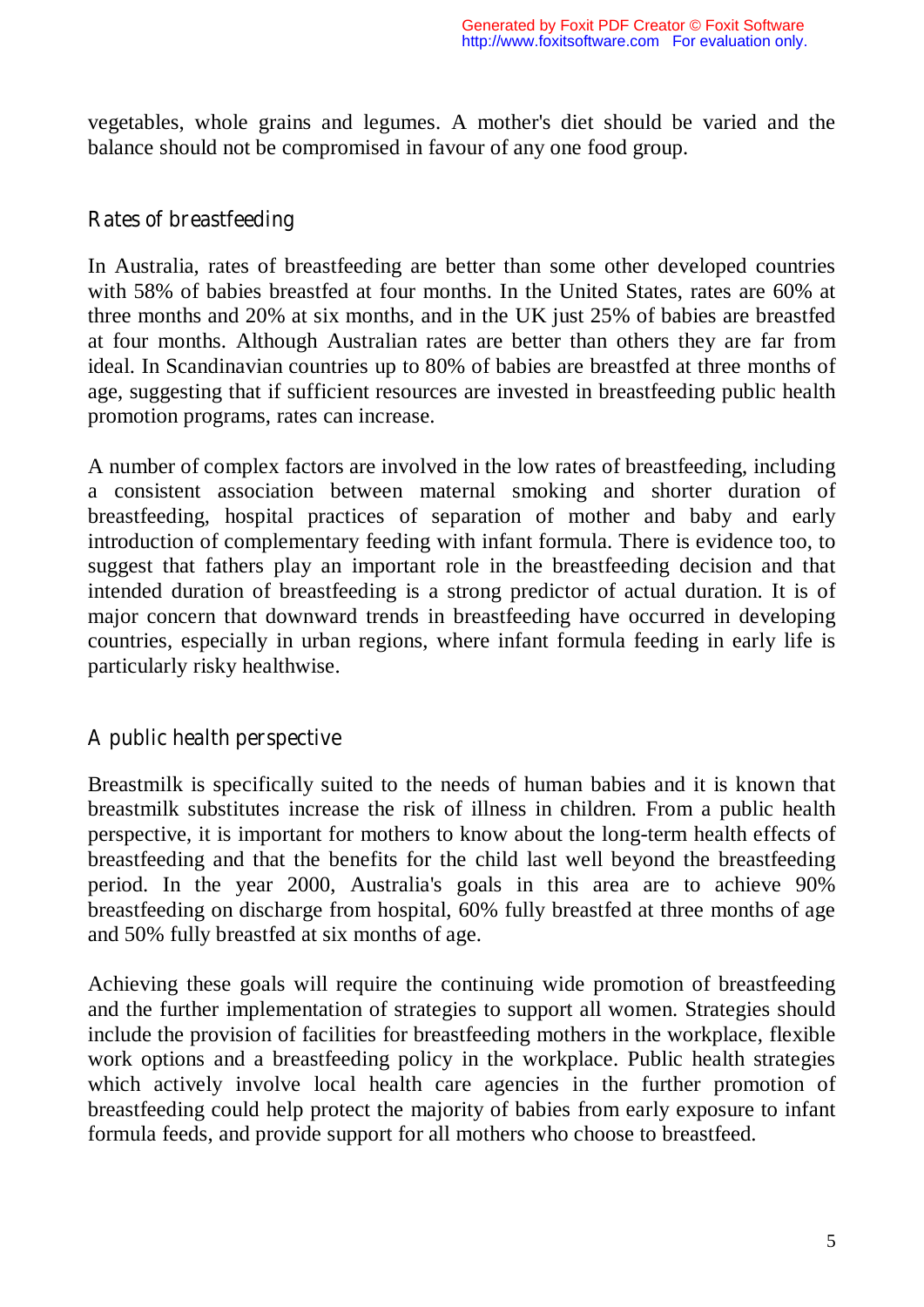vegetables, whole grains and legumes. A mother's diet should be varied and the balance should not be compromised in favour of any one food group.

## Rates of breastfeeding

In Australia, rates of breastfeeding are better than some other developed countries with 58% of babies breastfed at four months. In the United States, rates are 60% at three months and 20% at six months, and in the UK just 25% of babies are breastfed at four months. Although Australian rates are better than others they are far from ideal. In Scandinavian countries up to 80% of babies are breastfed at three months of age, suggesting that if sufficient resources are invested in breastfeeding public health promotion programs, rates can increase.

A number of complex factors are involved in the low rates of breastfeeding, including a consistent association between maternal smoking and shorter duration of breastfeeding, hospital practices of separation of mother and baby and early introduction of complementary feeding with infant formula. There is evidence too, to suggest that fathers play an important role in the breastfeeding decision and that intended duration of breastfeeding is a strong predictor of actual duration. It is of major concern that downward trends in breastfeeding have occurred in developing countries, especially in urban regions, where infant formula feeding in early life is particularly risky healthwise.

## A public health perspective

Breastmilk is specifically suited to the needs of human babies and it is known that breastmilk substitutes increase the risk of illness in children. From a public health perspective, it is important for mothers to know about the long-term health effects of breastfeeding and that the benefits for the child last well beyond the breastfeeding period. In the year 2000, Australia's goals in this area are to achieve 90% breastfeeding on discharge from hospital, 60% fully breastfed at three months of age and 50% fully breastfed at six months of age.

Achieving these goals will require the continuing wide promotion of breastfeeding and the further implementation of strategies to support all women. Strategies should include the provision of facilities for breastfeeding mothers in the workplace, flexible work options and a breastfeeding policy in the workplace. Public health strategies which actively involve local health care agencies in the further promotion of breastfeeding could help protect the majority of babies from early exposure to infant formula feeds, and provide support for all mothers who choose to breastfeed.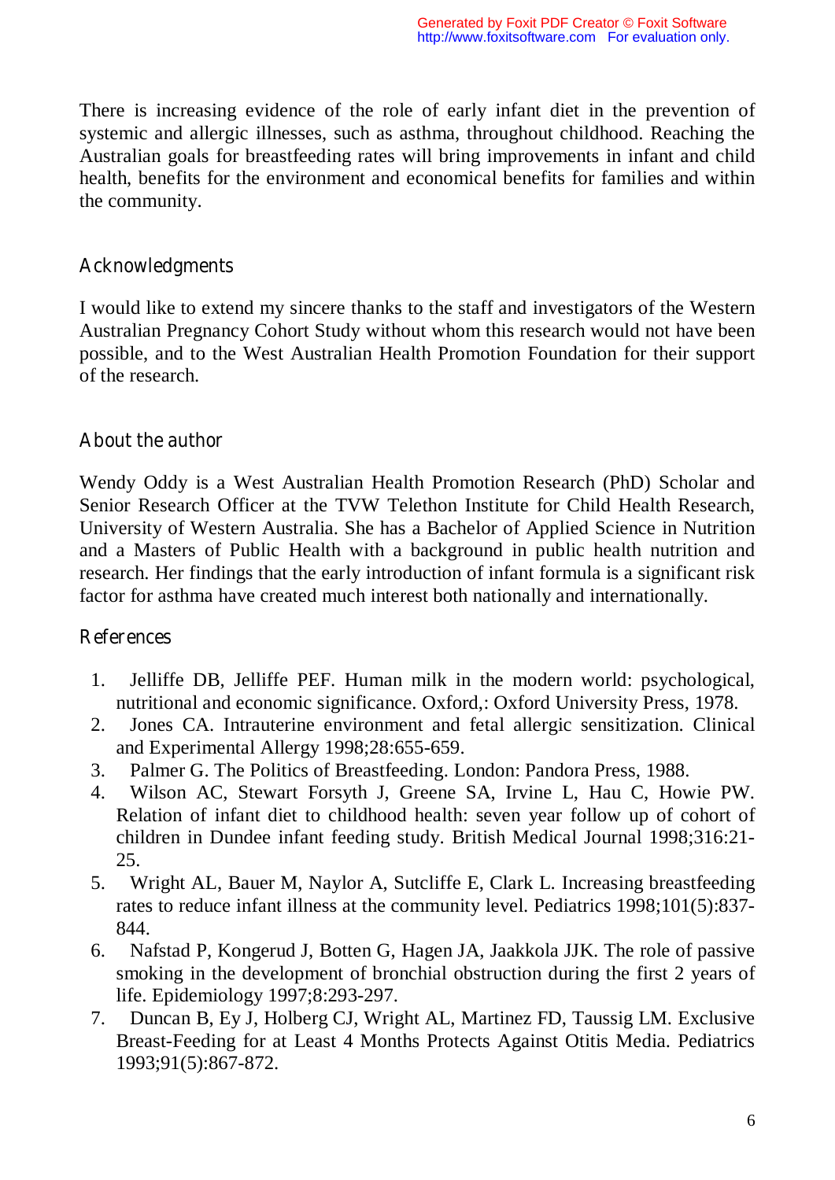There is increasing evidence of the role of early infant diet in the prevention of systemic and allergic illnesses, such as asthma, throughout childhood. Reaching the Australian goals for breastfeeding rates will bring improvements in infant and child health, benefits for the environment and economical benefits for families and within the community.

## Acknowledgments

I would like to extend my sincere thanks to the staff and investigators of the Western Australian Pregnancy Cohort Study without whom this research would not have been possible, and to the West Australian Health Promotion Foundation for their support of the research.

## About the author

Wendy Oddy is a West Australian Health Promotion Research (PhD) Scholar and Senior Research Officer at the TVW Telethon Institute for Child Health Research, University of Western Australia. She has a Bachelor of Applied Science in Nutrition and a Masters of Public Health with a background in public health nutrition and research. Her findings that the early introduction of infant formula is a significant risk factor for asthma have created much interest both nationally and internationally.

## References

1. Jelliffe DB, Jelliffe PEF. Human milk in the modern world: psychological, nutritional and economic significance. Oxford,: Oxford University Press, 1978.
2. Jones CA. Intrauterine environment and fetal allergic sensitization. Clinical and Experimental Allergy 1998;28:655-659.
3. Palmer G. The Politics of Breastfeeding. London: Pandora Press, 1988.
4. Wilson AC, Stewart Forsyth J, Greene SA, Irvine L, Hau C, Howie PW. Relation of infant diet to childhood health: seven year follow up of cohort of children in Dundee infant feeding study. British Medical Journal 1998;316:21-25.
5. Wright AL, Bauer M, Naylor A, Sutcliffe E, Clark L. Increasing breastfeeding rates to reduce infant illness at the community level. Pediatrics 1998;101(5):837-844.
6. Nafstad P, Kongerud J, Botten G, Hagen JA, Jaakkola JJK. The role of passive smoking in the development of bronchial obstruction during the first 2 years of life. Epidemiology 1997;8:293-297.
7. Duncan B, Ey J, Holberg CJ, Wright AL, Martinez FD, Taussig LM. Exclusive Breast-Feeding for at Least 4 Months Protects Against Otitis Media. Pediatrics 1993;91(5):867-872.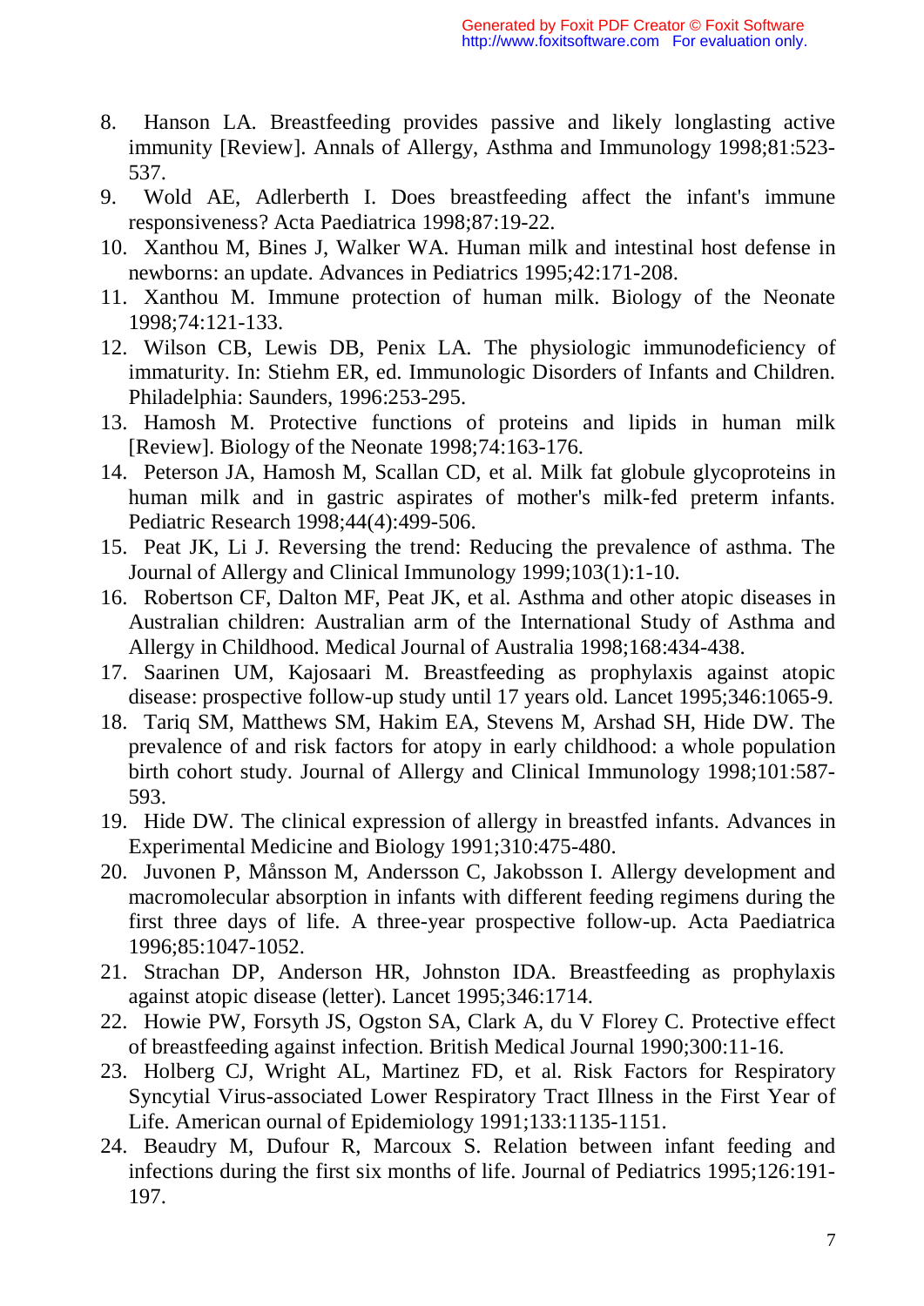8. Hanson LA. Breastfeeding provides passive and likely longlasting active immunity [Review]. Annals of Allergy, Asthma and Immunology 1998;81:523-537.
9. Wold AE, Adlerberth I. Does breastfeeding affect the infant's immune responsiveness? Acta Paediatrica 1998;87:19-22.
10. Xanthou M, Bines J, Walker WA. Human milk and intestinal host defense in newborns: an update. Advances in Pediatrics 1995;42:171-208.
11. Xanthou M. Immune protection of human milk. Biology of the Neonate 1998;74:121-133.
12. Wilson CB, Lewis DB, Penix LA. The physiologic immunodeficiency of immaturity. In: Stiehm ER, ed. Immunologic Disorders of Infants and Children. Philadelphia: Saunders, 1996:253-295.
13. Hamosh M. Protective functions of proteins and lipids in human milk [Review]. Biology of the Neonate 1998;74:163-176.
14. Peterson JA, Hamosh M, Scallan CD, et al. Milk fat globule glycoproteins in human milk and in gastric aspirates of mother's milk-fed preterm infants. Pediatric Research 1998;44(4):499-506.
15. Peat JK, Li J. Reversing the trend: Reducing the prevalence of asthma. The Journal of Allergy and Clinical Immunology 1999;103(1):1-10.
16. Robertson CF, Dalton MF, Peat JK, et al. Asthma and other atopic diseases in Australian children: Australian arm of the International Study of Asthma and Allergy in Childhood. Medical Journal of Australia 1998;168:434-438.
17. Saarinen UM, Kajosaari M. Breastfeeding as prophylaxis against atopic disease: prospective follow-up study until 17 years old. Lancet 1995;346:1065-9.
18. Tariq SM, Matthews SM, Hakim EA, Stevens M, Arshad SH, Hide DW. The prevalence of and risk factors for atopy in early childhood: a whole population birth cohort study. Journal of Allergy and Clinical Immunology 1998;101:587-593.
19. Hide DW. The clinical expression of allergy in breastfed infants. Advances in Experimental Medicine and Biology 1991;310:475-480.
20. Juvonen P, Månsson M, Andersson C, Jakobsson I. Allergy development and macromolecular absorption in infants with different feeding regimens during the first three days of life. A three-year prospective follow-up. Acta Paediatrica 1996;85:1047-1052.
21. Strachan DP, Anderson HR, Johnston IDA. Breastfeeding as prophylaxis against atopic disease (letter). Lancet 1995;346:1714.
22. Howie PW, Forsyth JS, Ogston SA, Clark A, du V Florey C. Protective effect of breastfeeding against infection. British Medical Journal 1990;300:11-16.
23. Holberg CJ, Wright AL, Martinez FD, et al. Risk Factors for Respiratory Syncytial Virus-associated Lower Respiratory Tract Illness in the First Year of Life. American ournal of Epidemiology 1991;133:1135-1151.
24. Beaudry M, Dufour R, Marcoux S. Relation between infant feeding and infections during the first six months of life. Journal of Pediatrics 1995;126:191-197.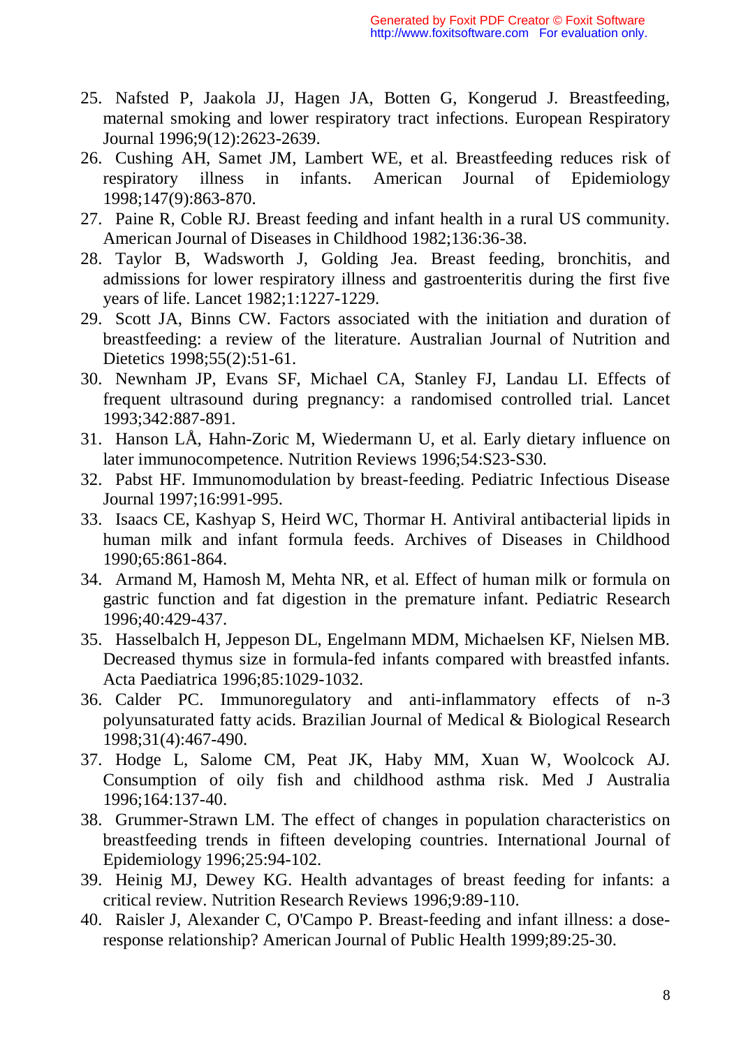25. Nafsted P, Jaakola JJ, Hagen JA, Botten G, Kongerud J. Breastfeeding, maternal smoking and lower respiratory tract infections. European Respiratory Journal 1996;9(12):2623-2639.
26. Cushing AH, Samet JM, Lambert WE, et al. Breastfeeding reduces risk of respiratory illness in infants. American Journal of Epidemiology 1998;147(9):863-870.
27. Paine R, Coble RJ. Breast feeding and infant health in a rural US community. American Journal of Diseases in Childhood 1982;136:36-38.
28. Taylor B, Wadsworth J, Golding Jea. Breast feeding, bronchitis, and admissions for lower respiratory illness and gastroenteritis during the first five years of life. Lancet 1982;1:1227-1229.
29. Scott JA, Binns CW. Factors associated with the initiation and duration of breastfeeding: a review of the literature. Australian Journal of Nutrition and Dietetics 1998;55(2):51-61.
30. Newnham JP, Evans SF, Michael CA, Stanley FJ, Landau LI. Effects of frequent ultrasound during pregnancy: a randomised controlled trial. Lancet 1993;342:887-891.
31. Hanson LÅ, Hahn-Zoric M, Wiedermann U, et al. Early dietary influence on later immunocompetence. Nutrition Reviews 1996;54:S23-S30.
32. Pabst HF. Immunomodulation by breast-feeding. Pediatric Infectious Disease Journal 1997;16:991-995.
33. Isaacs CE, Kashyap S, Heird WC, Thormar H. Antiviral antibacterial lipids in human milk and infant formula feeds. Archives of Diseases in Childhood 1990;65:861-864.
34. Armand M, Hamosh M, Mehta NR, et al. Effect of human milk or formula on gastric function and fat digestion in the premature infant. Pediatric Research 1996;40:429-437.
35. Hasselbalch H, Jeppeson DL, Engelmann MDM, Michaelsen KF, Nielsen MB. Decreased thymus size in formula-fed infants compared with breastfed infants. Acta Paediatrica 1996;85:1029-1032.
36. Calder PC. Immunoregulatory and anti-inflammatory effects of n-3 polyunsaturated fatty acids. Brazilian Journal of Medical & Biological Research 1998;31(4):467-490.
37. Hodge L, Salome CM, Peat JK, Haby MM, Xuan W, Woolcock AJ. Consumption of oily fish and childhood asthma risk. Med J Australia 1996;164:137-40.
38. Grummer-Strawn LM. The effect of changes in population characteristics on breastfeeding trends in fifteen developing countries. International Journal of Epidemiology 1996;25:94-102.
39. Heinig MJ, Dewey KG. Health advantages of breast feeding for infants: a critical review. Nutrition Research Reviews 1996;9:89-110.
40. Raisler J, Alexander C, O'Campo P. Breast-feeding and infant illness: a dose-response relationship? American Journal of Public Health 1999;89:25-30.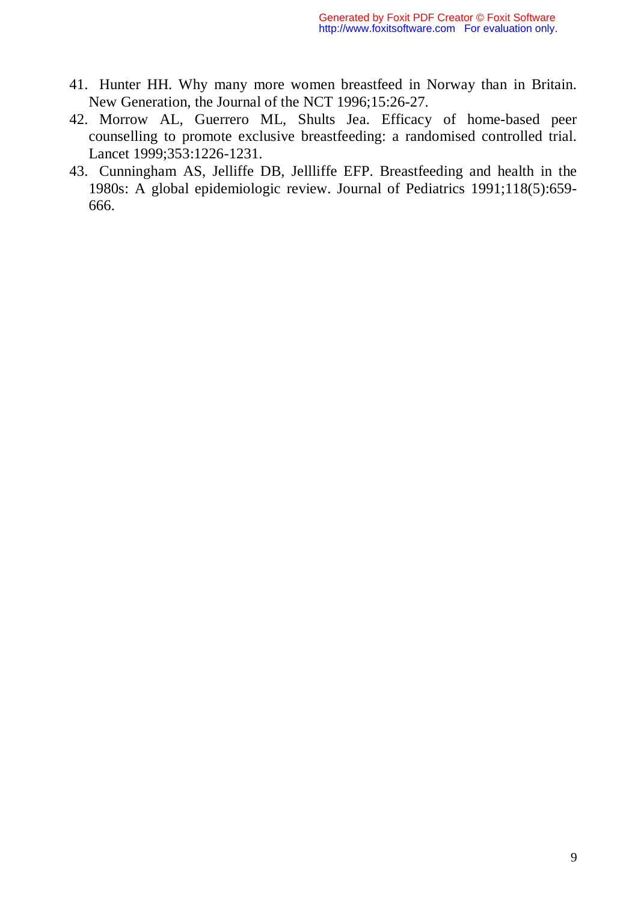41. Hunter HH. Why many more women breastfeed in Norway than in Britain. New Generation, the Journal of the NCT 1996;15:26-27.
42. Morrow AL, Guerrero ML, Shults Jea. Efficacy of home-based peer counselling to promote exclusive breastfeeding: a randomised controlled trial. Lancet 1999;353:1226-1231.
43. Cunningham AS, Jelliffe DB, Jellliffe EFP. Breastfeeding and health in the 1980s: A global epidemiologic review. Journal of Pediatrics 1991;118(5):659-666.